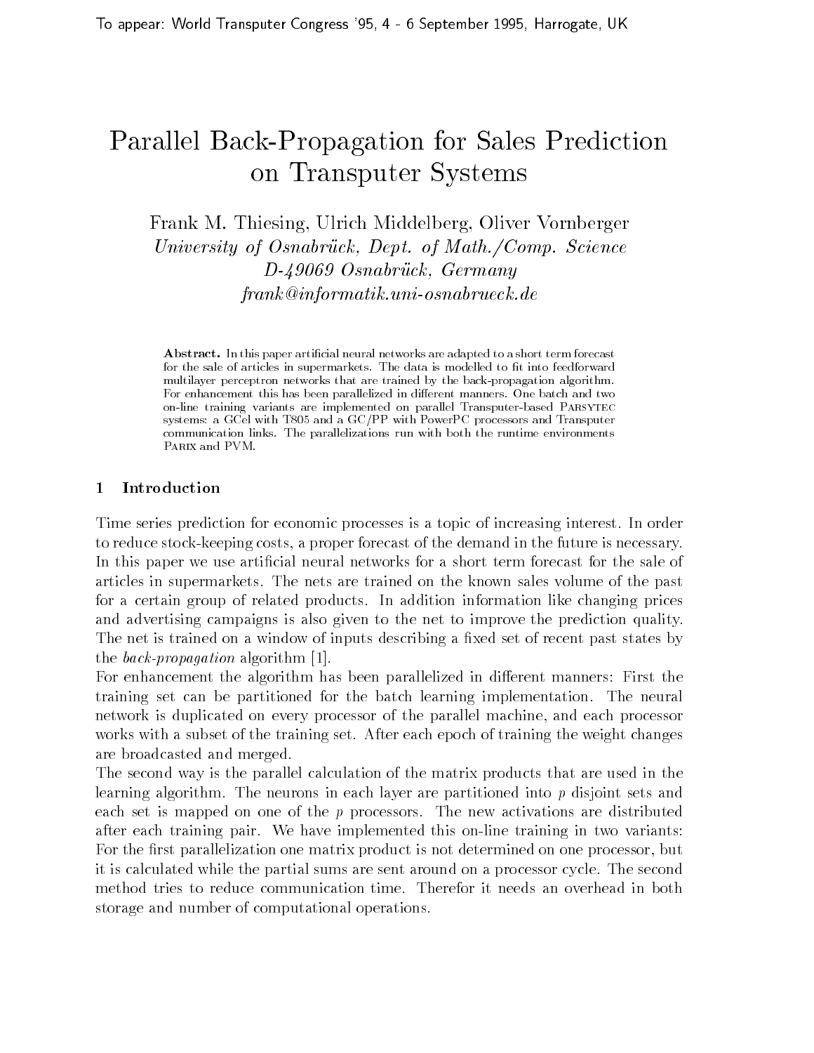To appear: World Transputer Congress '95, 4 - 6 September 1995, Harrogate, UK

# Parallel Back-Propagation for Sales Prediction on Transputer Systems

Frank M. Thiesing, Ulrich Middelberg, Oliver Vornberger
*University of Osnabrück, Dept. of Math./Comp. Science*
*D-49069 Osnabrück, Germany*
*frank@informatik.uni-osnabrueck.de*

**Abstract.** In this paper artificial neural networks are adapted to a short term forecast for the sale of articles in supermarkets. The data is modelled to fit into feedforward multilayer perceptron networks that are trained by the back-propagation algorithm. For enhancement this has been parallelized in different manners. One batch and two on-line training variants are implemented on parallel Transputer-based PARSYTEC systems: a GCel with T805 and a GC/PP with PowerPC processors and Transputer communication links. The parallelizations run with both the runtime environments PARIX and PVM.

## 1 Introduction

Time series prediction for economic processes is a topic of increasing interest. In order to reduce stock-keeping costs, a proper forecast of the demand in the future is necessary. In this paper we use artificial neural networks for a short term forecast for the sale of articles in supermarkets. The nets are trained on the known sales volume of the past for a certain group of related products. In addition information like changing prices and advertising campaigns is also given to the net to improve the prediction quality. The net is trained on a window of inputs describing a fixed set of recent past states by the *back-propagation* algorithm [1].

For enhancement the algorithm has been parallelized in different manners: First the training set can be partitioned for the batch learning implementation. The neural network is duplicated on every processor of the parallel machine, and each processor works with a subset of the training set. After each epoch of training the weight changes are broadcasted and merged.

The second way is the parallel calculation of the matrix products that are used in the learning algorithm. The neurons in each layer are partitioned into $p$ disjoint sets and each set is mapped on one of the $p$ processors. The new activations are distributed after each training pair. We have implemented this on-line training in two variants: For the first parallelization one matrix product is not determined on one processor, but it is calculated while the partial sums are sent around on a processor cycle. The second method tries to reduce communication time. Therefor it needs an overhead in both storage and number of computational operations.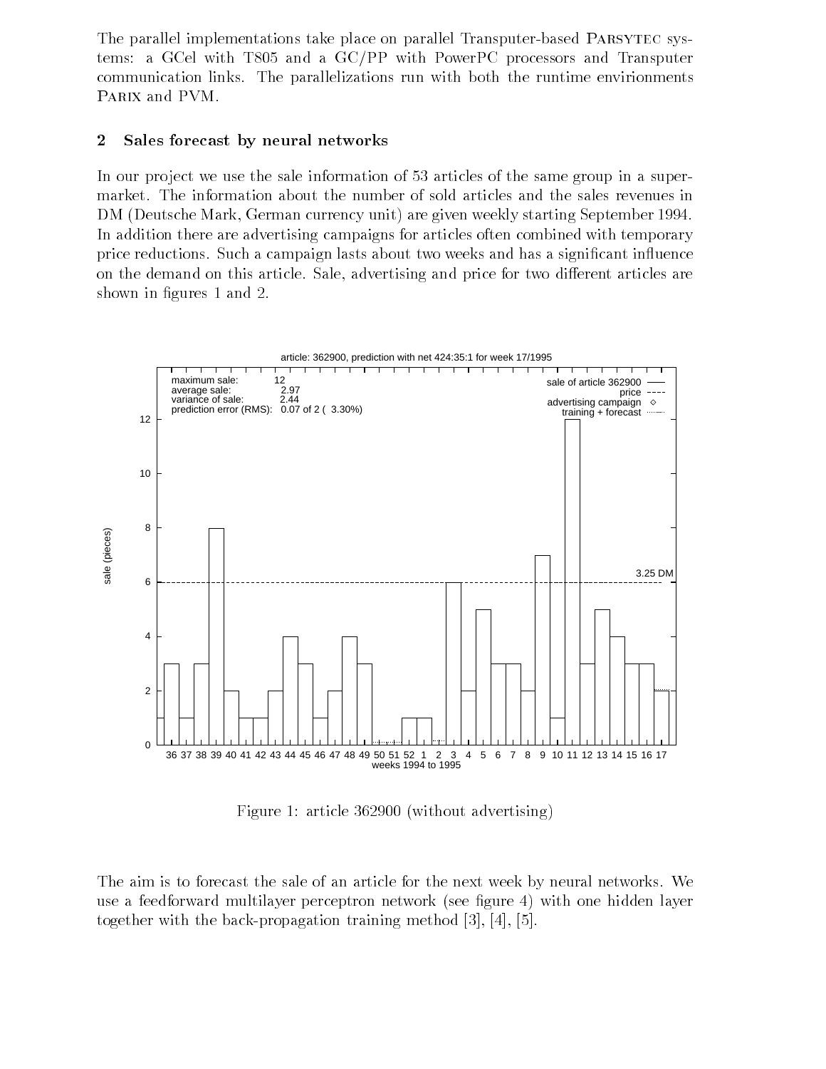The parallel implementations take place on parallel Transputer-based PARSYTEC systems: a GCel with T805 and a GC/PP with PowerPC processors and Transputer communication links. The parallelizations run with both the runtime envirionments PARIX and PVM.

## 2 Sales forecast by neural networks

In our project we use the sale information of 53 articles of the same group in a supermarket. The information about the number of sold articles and the sales revenues in DM (Deutsche Mark, German currency unit) are given weekly starting September 1994. In addition there are advertising campaigns for articles often combined with temporary price reductions. Such a campaign lasts about two weeks and has a significant influence on the demand on this article. Sale, advertising and price for two different articles are shown in figures 1 and 2.

Figure 1: article 362900 (without advertising)

The aim is to forecast the sale of an article for the next week by neural networks. We use a feedforward multilayer perceptron network (see figure 4) with one hidden layer together with the back-propagation training method [3], [4], [5].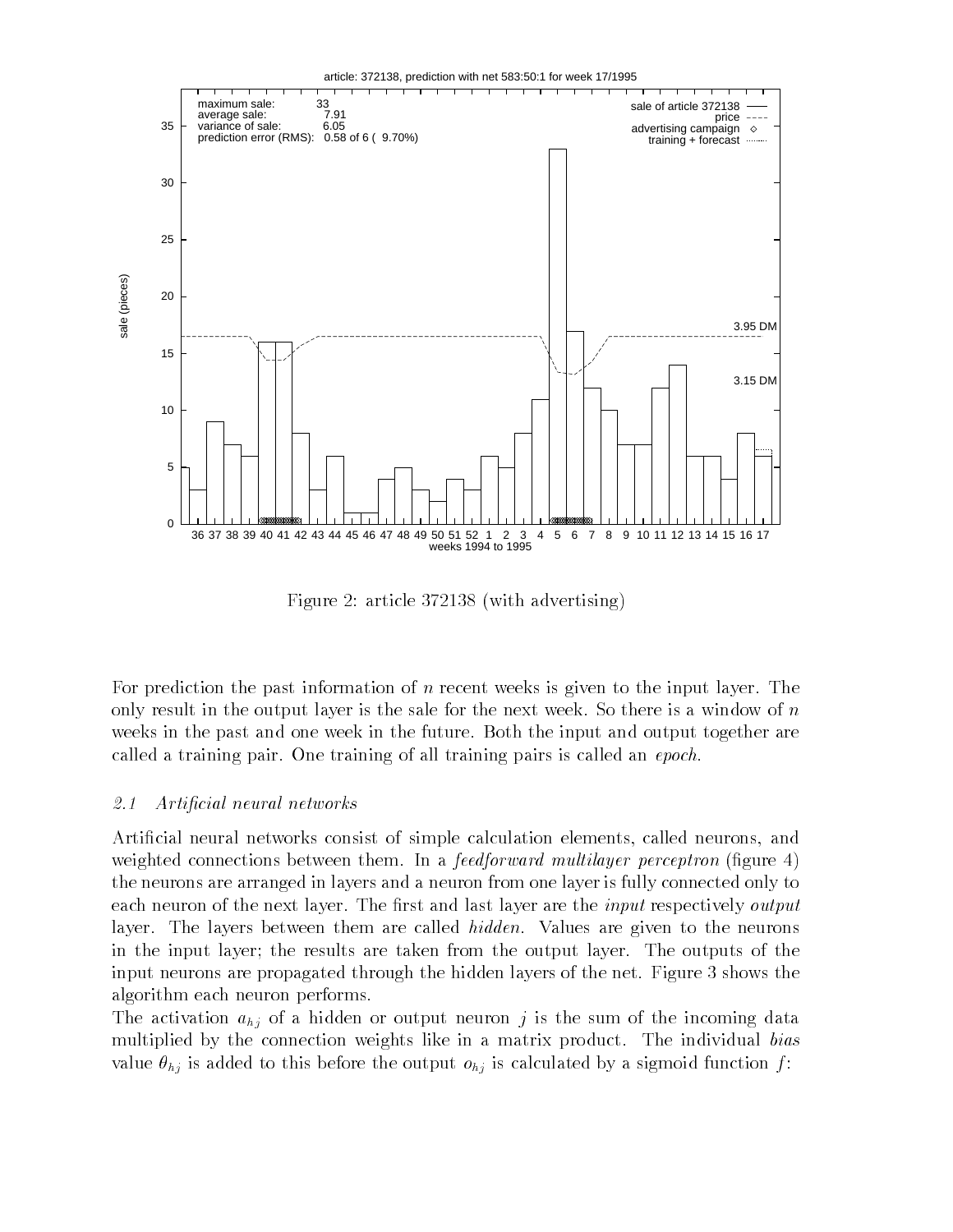Figure 2: article 372138 (with advertising)

For prediction the past information of $n$ recent weeks is given to the input layer. The only result in the output layer is the sale for the next week. So there is a window of $n$ weeks in the past and one week in the future. Both the input and output together are called a training pair. One training of all training pairs is called an *epoch*.

### 2.1 Artificial neural networks

Artificial neural networks consist of simple calculation elements, called neurons, and weighted connections between them. In a *feedforward multilayer perceptron* (figure 4) the neurons are arranged in layers and a neuron from one layer is fully connected only to each neuron of the next layer. The first and last layer are the *input* respectively *output* layer. The layers between them are called *hidden*. Values are given to the neurons in the input layer; the results are taken from the output layer. The outputs of the input neurons are propagated through the hidden layers of the net. Figure 3 shows the algorithm each neuron performs.

The activation $a_{h_j}$ of a hidden or output neuron $j$ is the sum of the incoming data multiplied by the connection weights like in a matrix product. The individual *bias* value $\theta_{h_j}$ is added to this before the output $o_{h_j}$ is calculated by a sigmoid function $f$: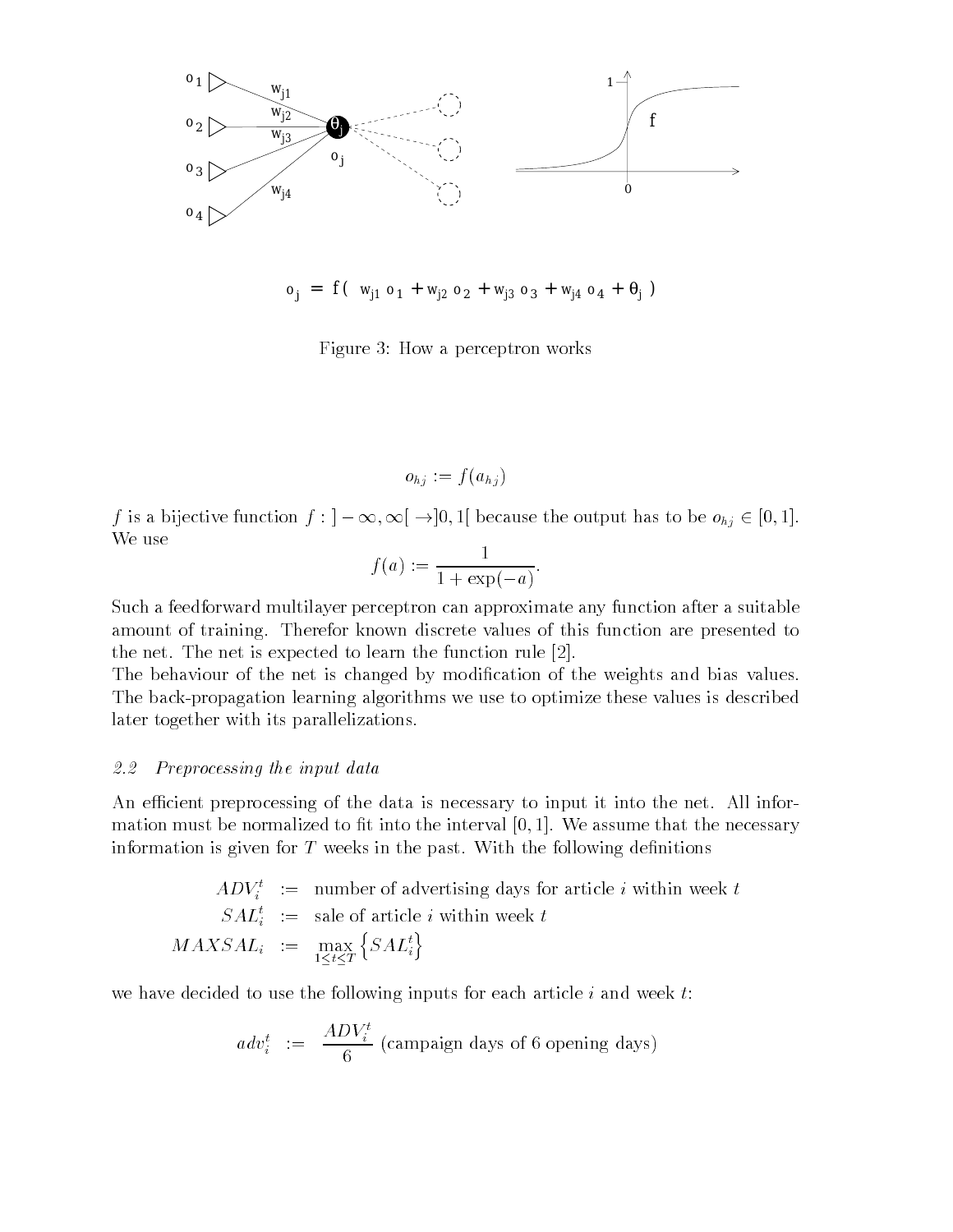$$o_j = f(\ w_{j1}\, o_1 + w_{j2}\, o_2 + w_{j3}\, o_3 + w_{j4}\, o_4 + \theta_j\ )$$

Figure 3: How a perceptron works

$$o_{hj} := f(a_{hj})$$

$f$ is a bijective function $f : ]-\infty, \infty[ \to ]0, 1[$ because the output has to be $o_{hj} \in [0, 1]$. We use

$$f(a) := \frac{1}{1 + \exp(-a)}.$$

Such a feedforward multilayer perceptron can approximate any function after a suitable amount of training. Therefor known discrete values of this function are presented to the net. The net is expected to learn the function rule [2].
The behaviour of the net is changed by modification of the weights and bias values. The back-propagation learning algorithms we use to optimize these values is described later together with its parallelizations.

### *2.2 Preprocessing the input data*

An efficient preprocessing of the data is necessary to input it into the net. All information must be normalized to fit into the interval $[0, 1]$. We assume that the necessary information is given for $T$ weeks in the past. With the following definitions

$$\begin{aligned} ADV_i^t &:= \text{ number of advertising days for article } i \text{ within week } t \\ SAL_i^t &:= \text{ sale of article } i \text{ within week } t \\ MAXSAL_i &:= \max_{1 \le t \le T} \left\{ SAL_i^t \right\} \end{aligned}$$

we have decided to use the following inputs for each article $i$ and week $t$:

$$adv_i^t \ := \ \frac{ADV_i^t}{6} \text{ (campaign days of 6 opening days)}$$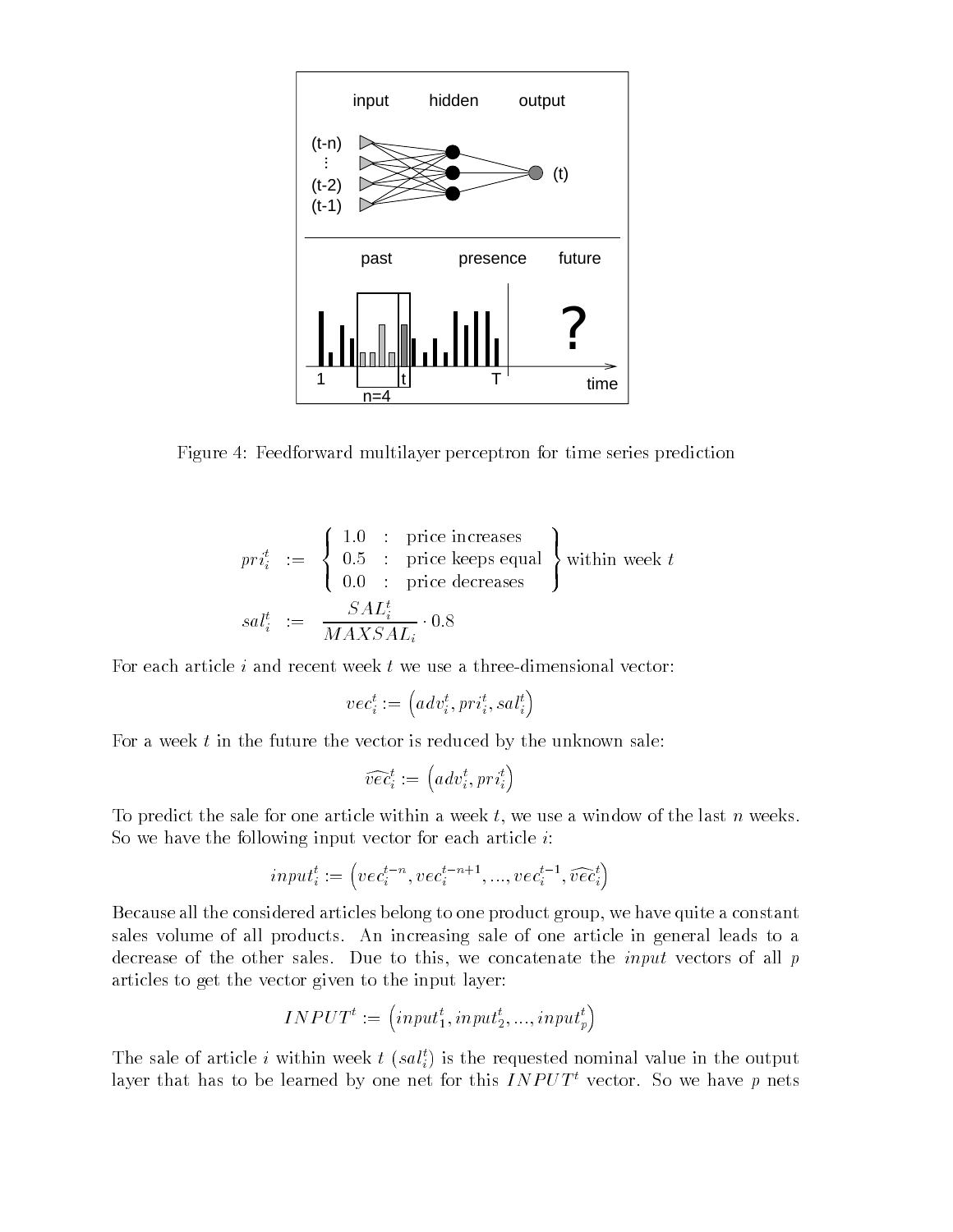Figure 4: Feedforward multilayer perceptron for time series prediction

$$
\begin{aligned}
pri_i^t &:= \left\{ \begin{array}{lcl} 1.0 & : & \text{price increases} \\ 0.5 & : & \text{price keeps equal} \\ 0.0 & : & \text{price decreases} \end{array} \right\} \text{within week } t \\
sal_i^t &:= \frac{SAL_i^t}{MAXSAL_i} \cdot 0.8
\end{aligned}
$$

For each article $i$ and recent week $t$ we use a three-dimensional vector:

$$vec_i^t := \left(adv_i^t, pri_i^t, sal_i^t\right)$$

For a week $t$ in the future the vector is reduced by the unknown sale:

$$\widehat{vec}_i^t := \left(adv_i^t, pri_i^t\right)$$

To predict the sale for one article within a week $t$, we use a window of the last $n$ weeks. So we have the following input vector for each article $i$:

$$input_i^t := \left(vec_i^{t-n}, vec_i^{t-n+1}, ..., vec_i^{t-1}, \widehat{vec}_i^t\right)$$

Because all the considered articles belong to one product group, we have quite a constant sales volume of all products. An increasing sale of one article in general leads to a decrease of the other sales. Due to this, we concatenate the *input* vectors of all $p$ articles to get the vector given to the input layer:

$$INPUT^t := \left(input_1^t, input_2^t, ..., input_p^t\right)$$

The sale of article $i$ within week $t$ ($sal_i^t$) is the requested nominal value in the output layer that has to be learned by one net for this $INPUT^t$ vector. So we have $p$ nets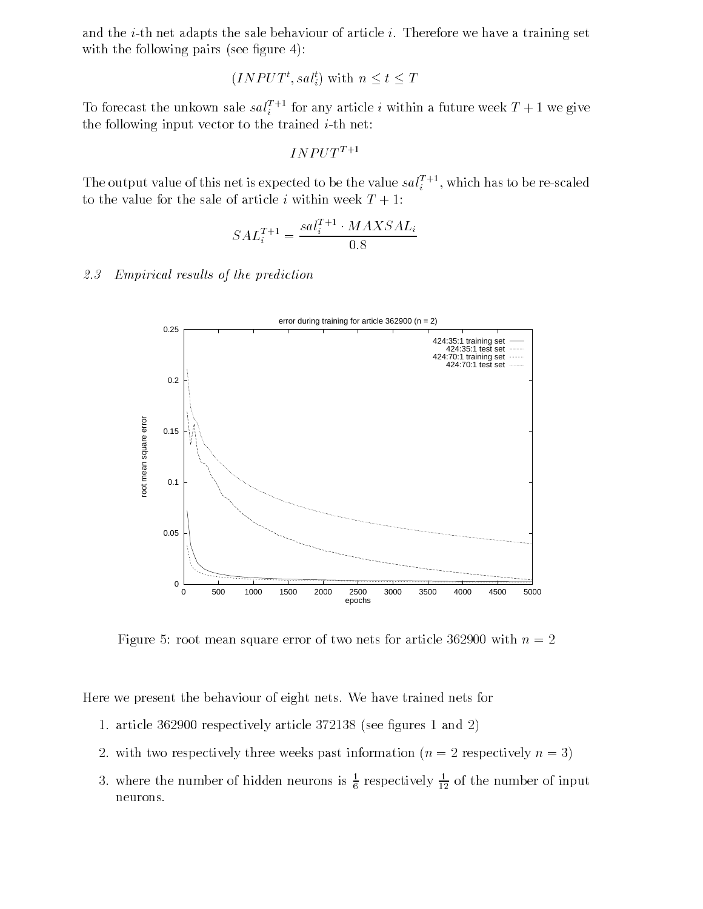and the $i$-th net adapts the sale behaviour of article $i$. Therefore we have a training set with the following pairs (see figure 4):

$$(INPUT^t, sal_i^t) \text{ with } n \leq t \leq T$$

To forecast the unkown sale $sal_i^{T+1}$ for any article $i$ within a future week $T+1$ we give the following input vector to the trained $i$-th net:

$$INPUT^{T+1}$$

The output value of this net is expected to be the value $sal_i^{T+1}$, which has to be re-scaled to the value for the sale of article $i$ within week $T+1$:

$$SAL_i^{T+1} = \frac{sal_i^{T+1} \cdot MAXSAL_i}{0.8}$$

### *2.3 Empirical results of the prediction*

Figure 5: root mean square error of two nets for article 362900 with $n = 2$

Here we present the behaviour of eight nets. We have trained nets for

1. article 362900 respectively article 372138 (see figures 1 and 2)
2. with two respectively three weeks past information ($n = 2$ respectively $n = 3$)
3. where the number of hidden neurons is $\frac{1}{6}$ respectively $\frac{1}{12}$ of the number of input neurons.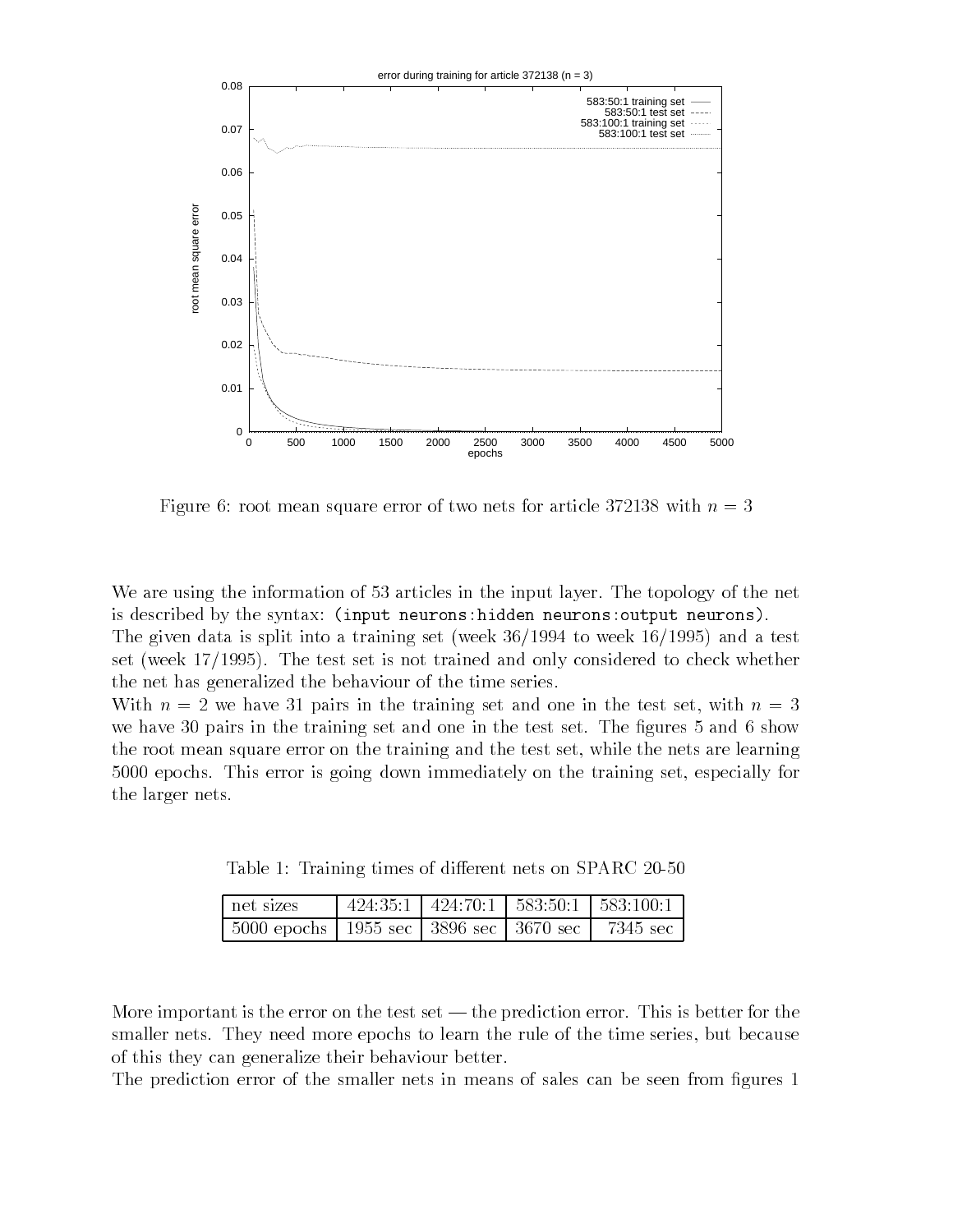Figure 6: root mean square error of two nets for article 372138 with $n = 3$

We are using the information of 53 articles in the input layer. The topology of the net is described by the syntax: `(input neurons:hidden neurons:output neurons)`.
The given data is split into a training set (week 36/1994 to week 16/1995) and a test set (week 17/1995). The test set is not trained and only considered to check whether the net has generalized the behaviour of the time series.
With $n = 2$ we have 31 pairs in the training set and one in the test set, with $n = 3$ we have 30 pairs in the training set and one in the test set. The figures 5 and 6 show the root mean square error on the training and the test set, while the nets are learning 5000 epochs. This error is going down immediately on the training set, especially for the larger nets.

Table 1: Training times of different nets on SPARC 20-50

| net sizes | 424:35:1 | 424:70:1 | 583:50:1 | 583:100:1 |
|---|---|---|---|---|
| 5000 epochs | 1955 sec | 3896 sec | 3670 sec | 7345 sec |

More important is the error on the test set — the prediction error. This is better for the smaller nets. They need more epochs to learn the rule of the time series, but because of this they can generalize their behaviour better.
The prediction error of the smaller nets in means of sales can be seen from figures 1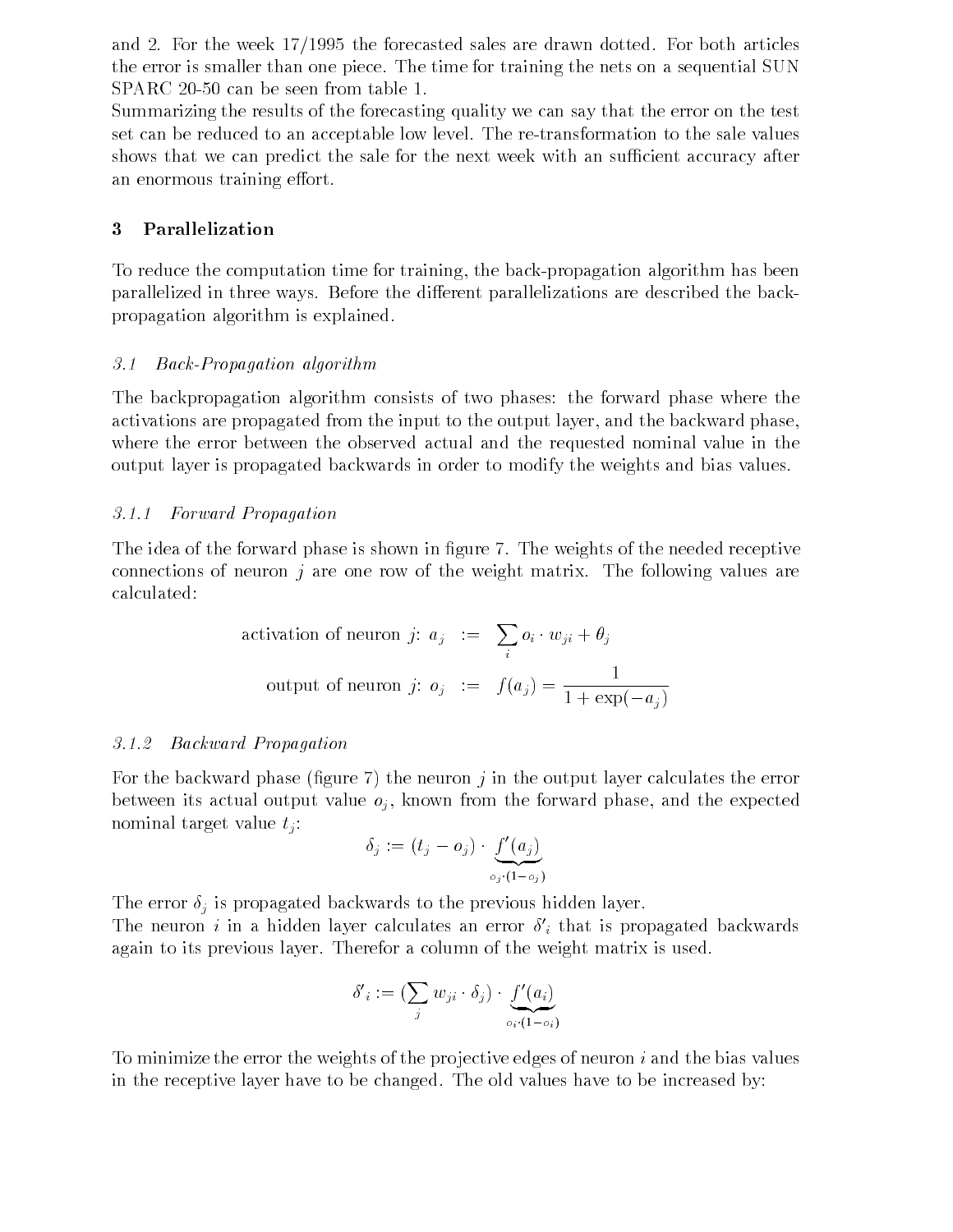and 2. For the week 17/1995 the forecasted sales are drawn dotted. For both articles the error is smaller than one piece. The time for training the nets on a sequential SUN SPARC 20-50 can be seen from table 1.

Summarizing the results of the forecasting quality we can say that the error on the test set can be reduced to an acceptable low level. The re-transformation to the sale values shows that we can predict the sale for the next week with an sufficient accuracy after an enormous training effort.

## 3 Parallelization

To reduce the computation time for training, the back-propagation algorithm has been parallelized in three ways. Before the different parallelizations are described the back-propagation algorithm is explained.

### *3.1 Back-Propagation algorithm*

The backpropagation algorithm consists of two phases: the forward phase where the activations are propagated from the input to the output layer, and the backward phase, where the error between the observed actual and the requested nominal value in the output layer is propagated backwards in order to modify the weights and bias values.

#### *3.1.1 Forward Propagation*

The idea of the forward phase is shown in figure 7. The weights of the needed receptive connections of neuron $j$ are one row of the weight matrix. The following values are calculated:

$$\text{activation of neuron } j\text{: } a_j \;:=\; \sum_i o_i \cdot w_{ji} + \theta_j$$

$$\text{output of neuron } j\text{: } o_j \;:=\; f(a_j) = \frac{1}{1 + \exp(-a_j)}$$

#### *3.1.2 Backward Propagation*

For the backward phase (figure 7) the neuron $j$ in the output layer calculates the error between its actual output value $o_j$, known from the forward phase, and the expected nominal target value $t_j$:

$$\delta_j := (t_j - o_j) \cdot \underbrace{f'(a_j)}_{o_j \cdot (1 - o_j)}$$

The error $\delta_j$ is propagated backwards to the previous hidden layer.

The neuron $i$ in a hidden layer calculates an error $\delta'_i$ that is propagated backwards again to its previous layer. Therefor a column of the weight matrix is used.

$$\delta'_i := (\sum_j w_{ji} \cdot \delta_j) \cdot \underbrace{f'(a_i)}_{o_i \cdot (1 - o_i)}$$

To minimize the error the weights of the projective edges of neuron $i$ and the bias values in the receptive layer have to be changed. The old values have to be increased by: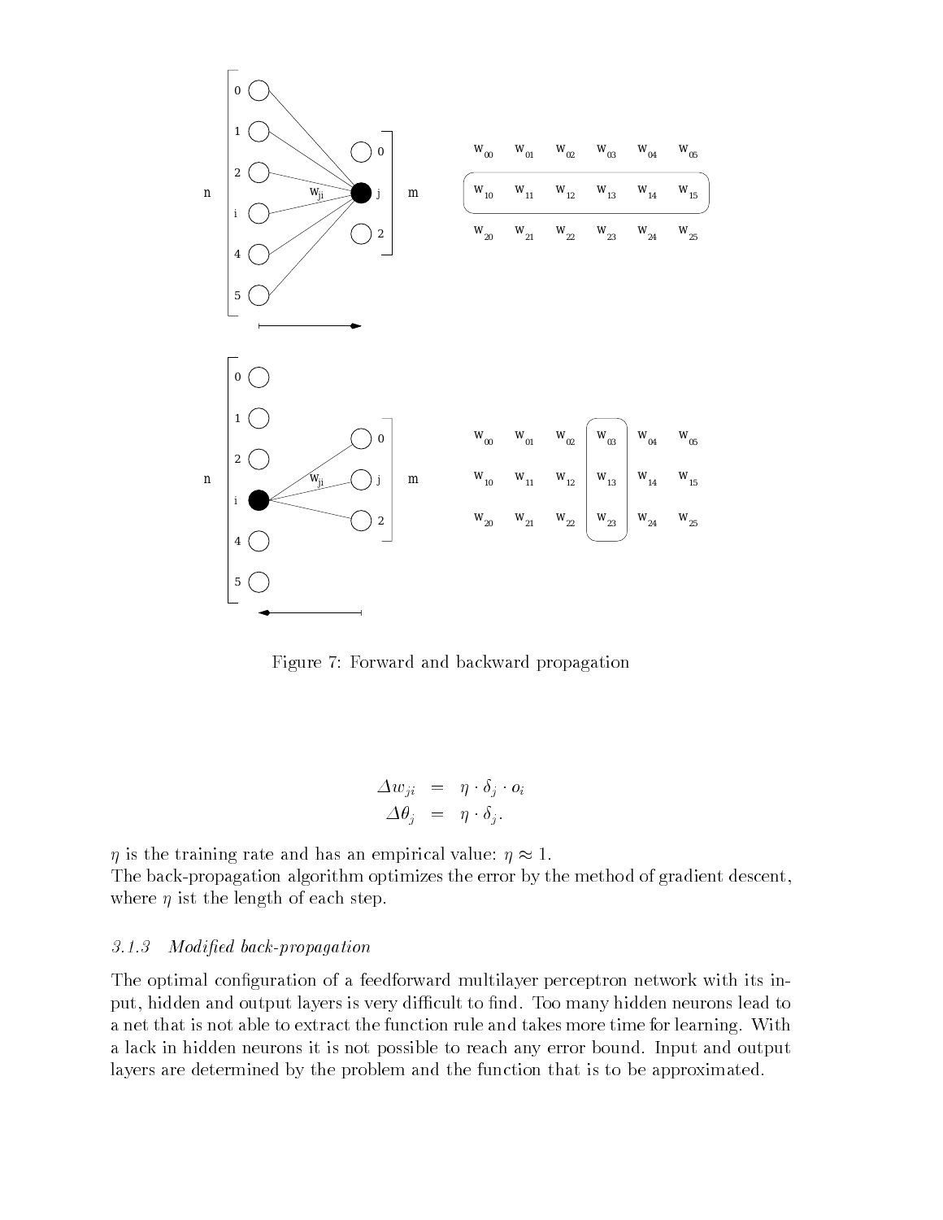Figure 7: Forward and backward propagation

$$
\begin{aligned}
\Delta w_{ji} &= \eta \cdot \delta_j \cdot o_i \\
\Delta \theta_j &= \eta \cdot \delta_j .
\end{aligned}
$$

$\eta$ is the training rate and has an empirical value: $\eta \approx 1$.
The back-propagation algorithm optimizes the error by the method of gradient descent, where $\eta$ ist the length of each step.

### 3.1.3 Modified back-propagation

The optimal configuration of a feedforward multilayer perceptron network with its input, hidden and output layers is very difficult to find. Too many hidden neurons lead to a net that is not able to extract the function rule and takes more time for learning. With a lack in hidden neurons it is not possible to reach any error bound. Input and output layers are determined by the problem and the function that is to be approximated.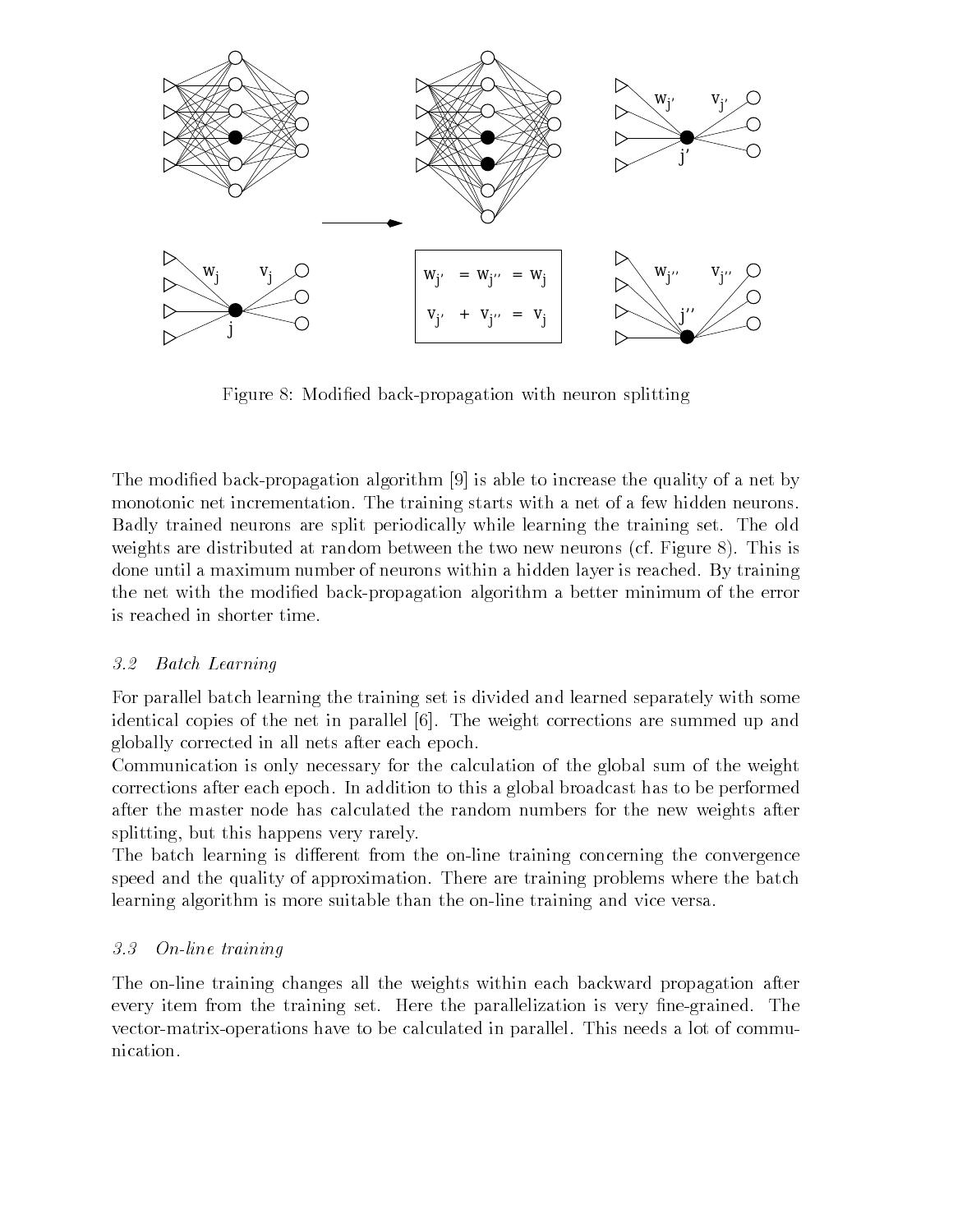$w_{j'} = w_{j''} = w_j$

$v_{j'} + v_{j''} = v_j$

Figure 8: Modified back-propagation with neuron splitting

The modified back-propagation algorithm [9] is able to increase the quality of a net by monotonic net incrementation. The training starts with a net of a few hidden neurons. Badly trained neurons are split periodically while learning the training set. The old weights are distributed at random between the two new neurons (cf. Figure 8). This is done until a maximum number of neurons within a hidden layer is reached. By training the net with the modified back-propagation algorithm a better minimum of the error is reached in shorter time.

### *3.2 Batch Learning*

For parallel batch learning the training set is divided and learned separately with some identical copies of the net in parallel [6]. The weight corrections are summed up and globally corrected in all nets after each epoch.

Communication is only necessary for the calculation of the global sum of the weight corrections after each epoch. In addition to this a global broadcast has to be performed after the master node has calculated the random numbers for the new weights after splitting, but this happens very rarely.

The batch learning is different from the on-line training concerning the convergence speed and the quality of approximation. There are training problems where the batch learning algorithm is more suitable than the on-line training and vice versa.

### *3.3 On-line training*

The on-line training changes all the weights within each backward propagation after every item from the training set. Here the parallelization is very fine-grained. The vector-matrix-operations have to be calculated in parallel. This needs a lot of communication.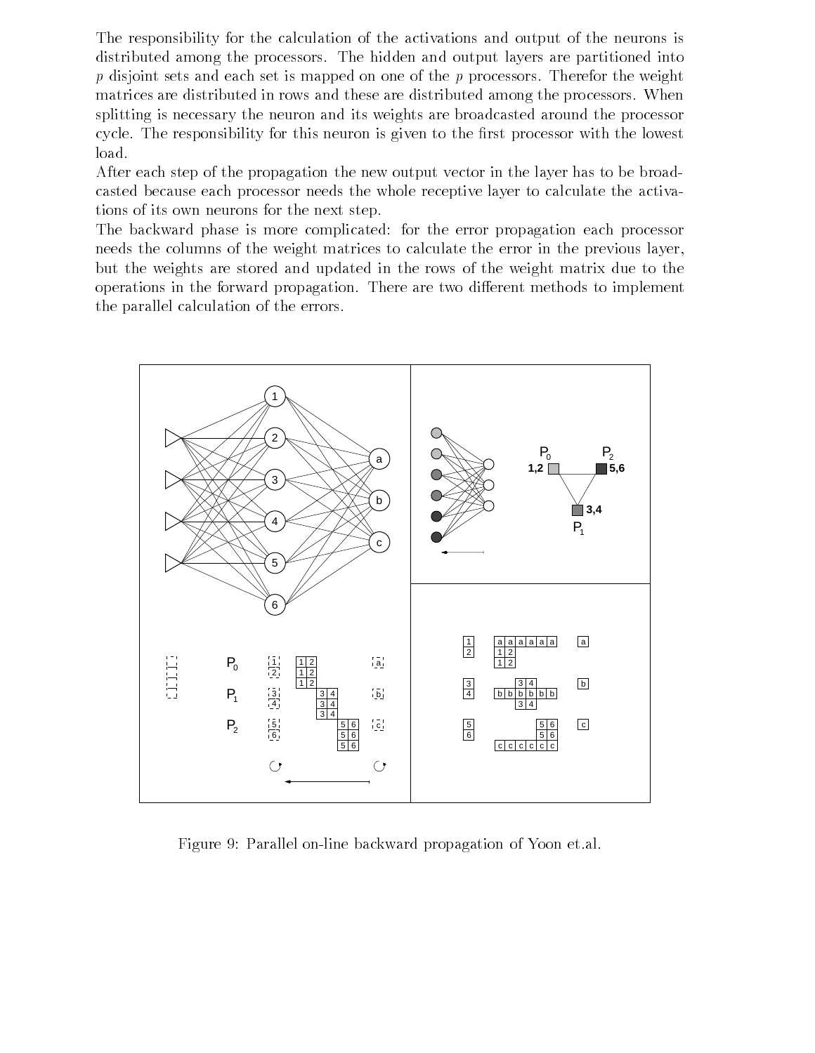The responsibility for the calculation of the activations and output of the neurons is distributed among the processors. The hidden and output layers are partitioned into $p$ disjoint sets and each set is mapped on one of the $p$ processors. Therefor the weight matrices are distributed in rows and these are distributed among the processors. When splitting is necessary the neuron and its weights are broadcasted around the processor cycle. The responsibility for this neuron is given to the first processor with the lowest load.

After each step of the propagation the new output vector in the layer has to be broadcasted because each processor needs the whole receptive layer to calculate the activations of its own neurons for the next step.

The backward phase is more complicated: for the error propagation each processor needs the columns of the weight matrices to calculate the error in the previous layer, but the weights are stored and updated in the rows of the weight matrix due to the operations in the forward propagation. There are two different methods to implement the parallel calculation of the errors.

Figure 9: Parallel on-line backward propagation of Yoon et.al.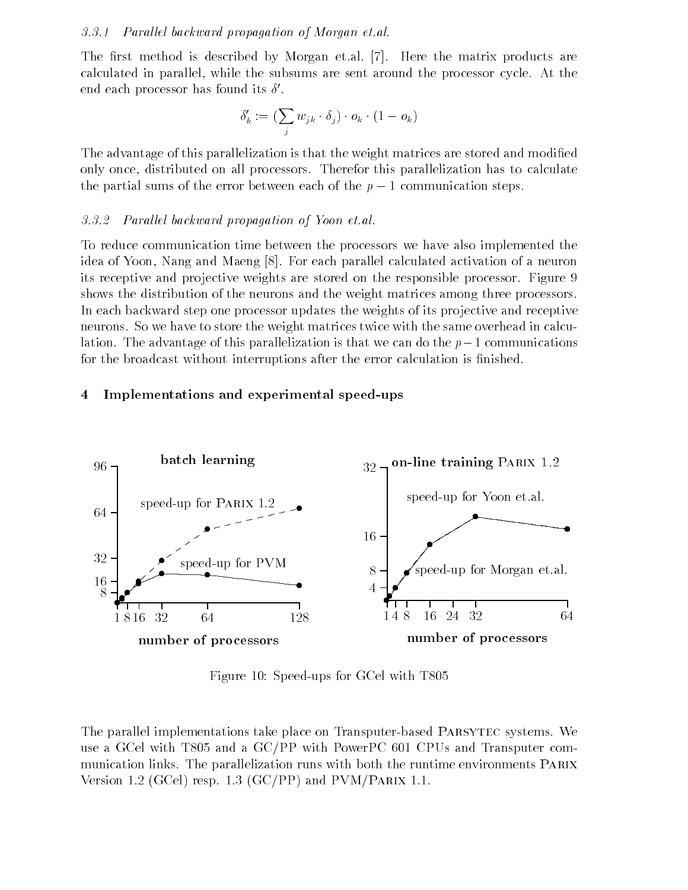### 3.3.1 Parallel backward propagation of Morgan et.al.

The first method is described by Morgan et.al. [7]. Here the matrix products are calculated in parallel, while the subsums are sent around the processor cycle. At the end each processor has found its $\delta'$.

$$\delta'_k := (\sum_j w_{jk} \cdot \delta_j) \cdot o_k \cdot (1 - o_k)$$

The advantage of this parallelization is that the weight matrices are stored and modified only once, distributed on all processors. Therefor this parallelization has to calculate the partial sums of the error between each of the $p-1$ communication steps.

### 3.3.2 Parallel backward propagation of Yoon et.al.

To reduce communication time between the processors we have also implemented the idea of Yoon, Nang and Maeng [8]. For each parallel calculated activation of a neuron its receptive and projective weights are stored on the responsible processor. Figure 9 shows the distribution of the neurons and the weight matrices among three processors. In each backward step one processor updates the weights of its projective and receptive neurons. So we have to store the weight matrices twice with the same overhead in calculation. The advantage of this parallelization is that we can do the $p-1$ communications for the broadcast without interruptions after the error calculation is finished.

## 4 Implementations and experimental speed-ups

Figure 10: Speed-ups for GCel with T805

The parallel implementations take place on Transputer-based Parsytec systems. We use a GCel with T805 and a GC/PP with PowerPC 601 CPUs and Transputer communication links. The parallelization runs with both the runtime environments Parix Version 1.2 (GCel) resp. 1.3 (GC/PP) and PVM/Parix 1.1.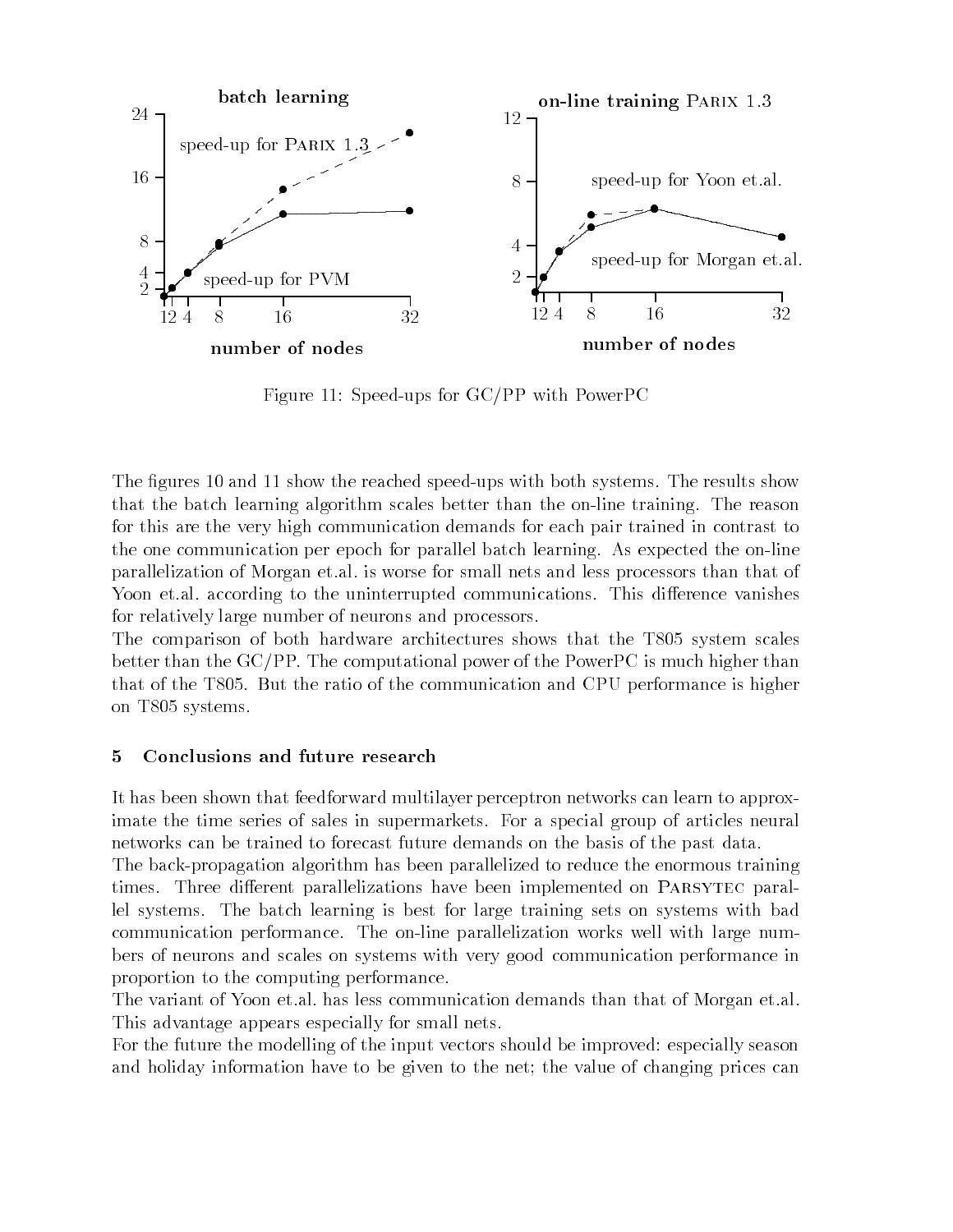Figure 11: Speed-ups for GC/PP with PowerPC

The figures 10 and 11 show the reached speed-ups with both systems. The results show that the batch learning algorithm scales better than the on-line training. The reason for this are the very high communication demands for each pair trained in contrast to the one communication per epoch for parallel batch learning. As expected the on-line parallelization of Morgan et.al. is worse for small nets and less processors than that of Yoon et.al. according to the uninterrupted communications. This difference vanishes for relatively large number of neurons and processors.

The comparison of both hardware architectures shows that the T805 system scales better than the GC/PP. The computational power of the PowerPC is much higher than that of the T805. But the ratio of the communication and CPU performance is higher on T805 systems.

## 5 Conclusions and future research

It has been shown that feedforward multilayer perceptron networks can learn to approximate the time series of sales in supermarkets. For a special group of articles neural networks can be trained to forecast future demands on the basis of the past data.

The back-propagation algorithm has been parallelized to reduce the enormous training times. Three different parallelizations have been implemented on Parsytec parallel systems. The batch learning is best for large training sets on systems with bad communication performance. The on-line parallelization works well with large numbers of neurons and scales on systems with very good communication performance in proportion to the computing performance.

The variant of Yoon et.al. has less communication demands than that of Morgan et.al. This advantage appears especially for small nets.

For the future the modelling of the input vectors should be improved: especially season and holiday information have to be given to the net; the value of changing prices can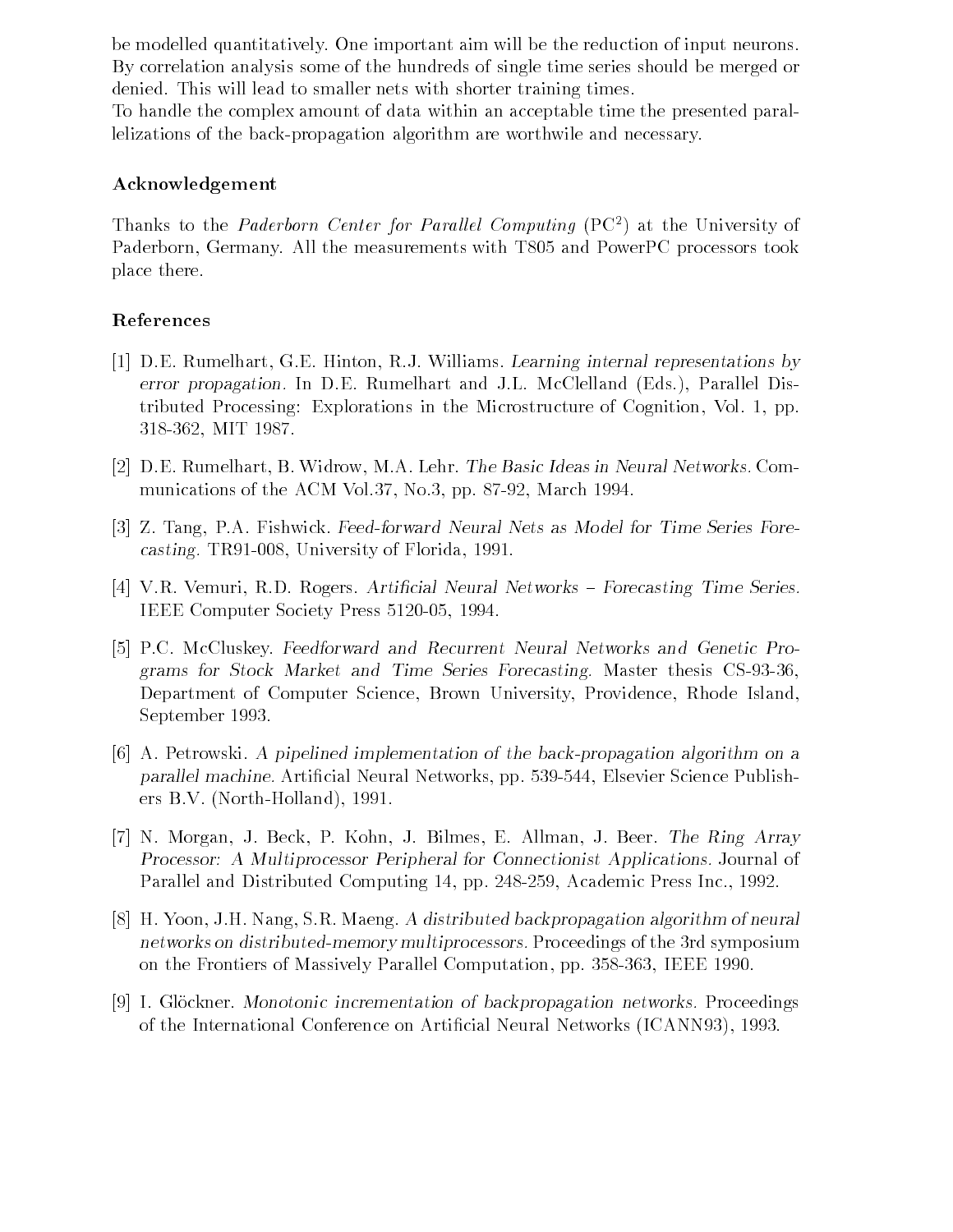be modelled quantitatively. One important aim will be the reduction of input neurons. By correlation analysis some of the hundreds of single time series should be merged or denied. This will lead to smaller nets with shorter training times.
To handle the complex amount of data within an acceptable time the presented parallelizations of the back-propagation algorithm are worthwile and necessary.

### Acknowledgement

Thanks to the *Paderborn Center for Parallel Computing* ($PC^2$) at the University of Paderborn, Germany. All the measurements with T805 and PowerPC processors took place there.

### References

[1] D.E. Rumelhart, G.E. Hinton, R.J. Williams. *Learning internal representations by error propagation.* In D.E. Rumelhart and J.L. McClelland (Eds.), Parallel Distributed Processing: Explorations in the Microstructure of Cognition, Vol. 1, pp. 318-362, MIT 1987.

[2] D.E. Rumelhart, B. Widrow, M.A. Lehr. *The Basic Ideas in Neural Networks.* Communications of the ACM Vol.37, No.3, pp. 87-92, March 1994.

[3] Z. Tang, P.A. Fishwick. *Feed-forward Neural Nets as Model for Time Series Forecasting.* TR91-008, University of Florida, 1991.

[4] V.R. Vemuri, R.D. Rogers. *Artificial Neural Networks – Forecasting Time Series.* IEEE Computer Society Press 5120-05, 1994.

[5] P.C. McCluskey. *Feedforward and Recurrent Neural Networks and Genetic Programs for Stock Market and Time Series Forecasting.* Master thesis CS-93-36, Department of Computer Science, Brown University, Providence, Rhode Island, September 1993.

[6] A. Petrowski. *A pipelined implementation of the back-propagation algorithm on a parallel machine.* Artificial Neural Networks, pp. 539-544, Elsevier Science Publishers B.V. (North-Holland), 1991.

[7] N. Morgan, J. Beck, P. Kohn, J. Bilmes, E. Allman, J. Beer. *The Ring Array Processor: A Multiprocessor Peripheral for Connectionist Applications.* Journal of Parallel and Distributed Computing 14, pp. 248-259, Academic Press Inc., 1992.

[8] H. Yoon, J.H. Nang, S.R. Maeng. *A distributed backpropagation algorithm of neural networks on distributed-memory multiprocessors.* Proceedings of the 3rd symposium on the Frontiers of Massively Parallel Computation, pp. 358-363, IEEE 1990.

[9] I. Glöckner. *Monotonic incrementation of backpropagation networks.* Proceedings of the International Conference on Artificial Neural Networks (ICANN93), 1993.